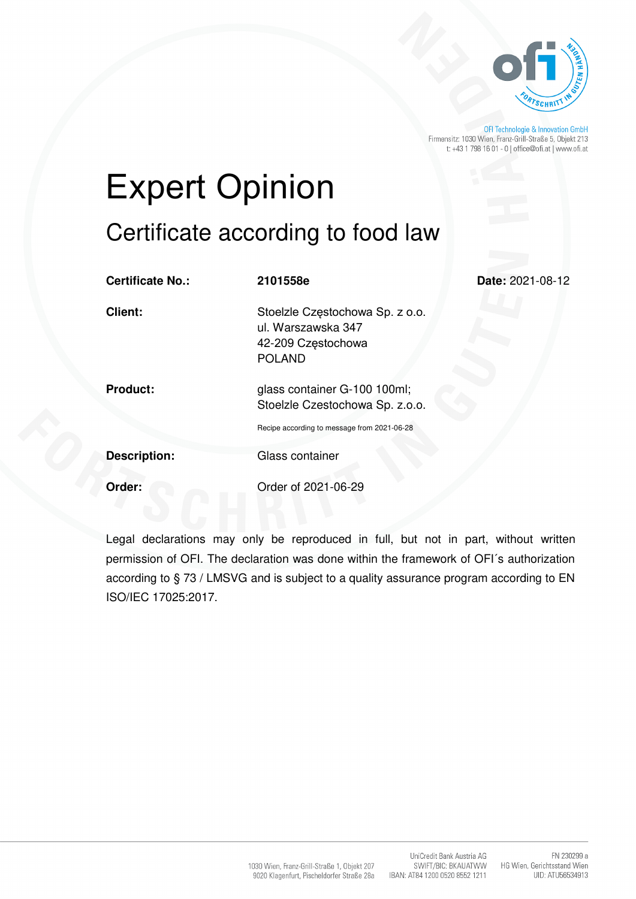OFI Technologie & Innovation GmbH
Firmensitz: 1030 Wien, Franz-Grill-Straße 5, Objekt 213
t: +43 1 798 16 01 - 0 | office@ofi.at | www.ofi.at

# Expert Opinion

## Certificate according to food law

| | | |
|---|---|---|
| **Certificate No.:** | **2101558e** | **Date:** 2021-08-12 |
| **Client:** | Stoelzle Częstochowa Sp. z o.o.<br>ul. Warszawska 347<br>42-209 Częstochowa<br>POLAND | |
| **Product:** | glass container G-100 100ml;<br>Stoelzle Czestochowa Sp. z.o.o.<br><br>Recipe according to message from 2021-06-28 | |
| **Description:** | Glass container | |
| **Order:** | Order of 2021-06-29 | |

Legal declarations may only be reproduced in full, but not in part, without written permission of OFI. The declaration was done within the framework of OFI´s authorization according to § 73 / LMSVG and is subject to a quality assurance program according to EN ISO/IEC 17025:2017.

1030 Wien, Franz-Grill-Straße 1, Objekt 207
9020 Klagenfurt, Pischeldorfer Straße 28a

UniCredit Bank Austria AG
SWIFT/BIC: BKAUATWW
IBAN: AT84 1200 0520 8552 1211

FN 230299 a
HG Wien, Gerichtsstand Wien
UID: ATU56534913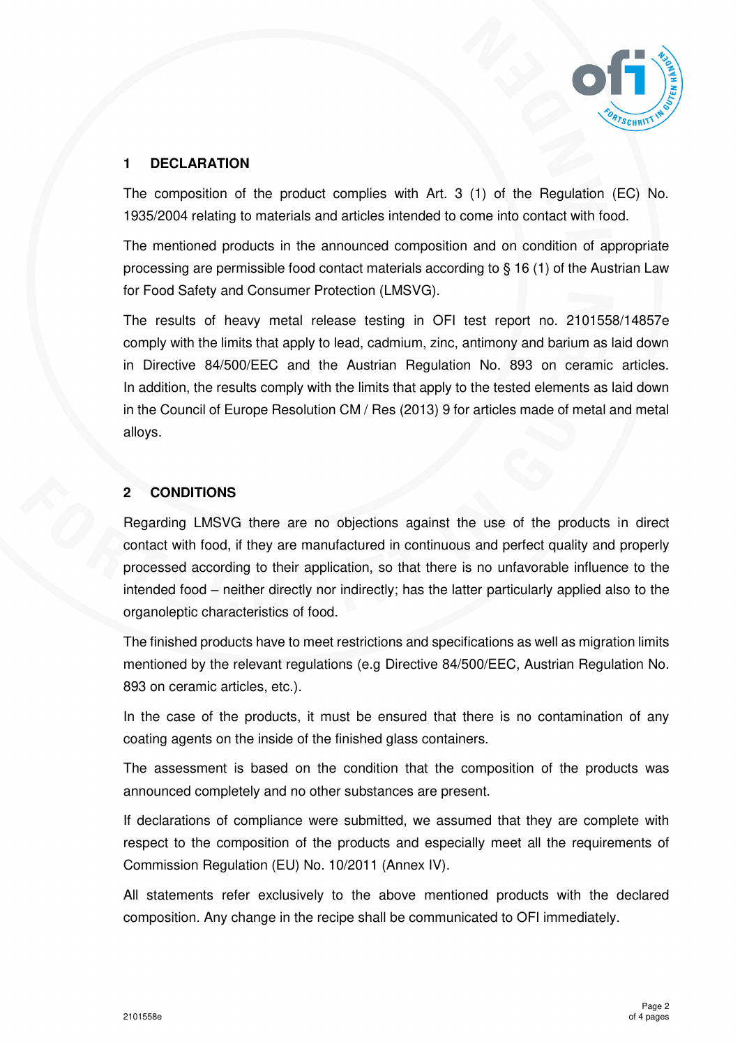## 1 DECLARATION

The composition of the product complies with Art. 3 (1) of the Regulation (EC) No. 1935/2004 relating to materials and articles intended to come into contact with food.

The mentioned products in the announced composition and on condition of appropriate processing are permissible food contact materials according to § 16 (1) of the Austrian Law for Food Safety and Consumer Protection (LMSVG).

The results of heavy metal release testing in OFI test report no. 2101558/14857e comply with the limits that apply to lead, cadmium, zinc, antimony and barium as laid down in Directive 84/500/EEC and the Austrian Regulation No. 893 on ceramic articles. In addition, the results comply with the limits that apply to the tested elements as laid down in the Council of Europe Resolution CM / Res (2013) 9 for articles made of metal and metal alloys.

## 2 CONDITIONS

Regarding LMSVG there are no objections against the use of the products in direct contact with food, if they are manufactured in continuous and perfect quality and properly processed according to their application, so that there is no unfavorable influence to the intended food – neither directly nor indirectly; has the latter particularly applied also to the organoleptic characteristics of food.

The finished products have to meet restrictions and specifications as well as migration limits mentioned by the relevant regulations (e.g Directive 84/500/EEC, Austrian Regulation No. 893 on ceramic articles, etc.).

In the case of the products, it must be ensured that there is no contamination of any coating agents on the inside of the finished glass containers.

The assessment is based on the condition that the composition of the products was announced completely and no other substances are present.

If declarations of compliance were submitted, we assumed that they are complete with respect to the composition of the products and especially meet all the requirements of Commission Regulation (EU) No. 10/2011 (Annex IV).

All statements refer exclusively to the above mentioned products with the declared composition. Any change in the recipe shall be communicated to OFI immediately.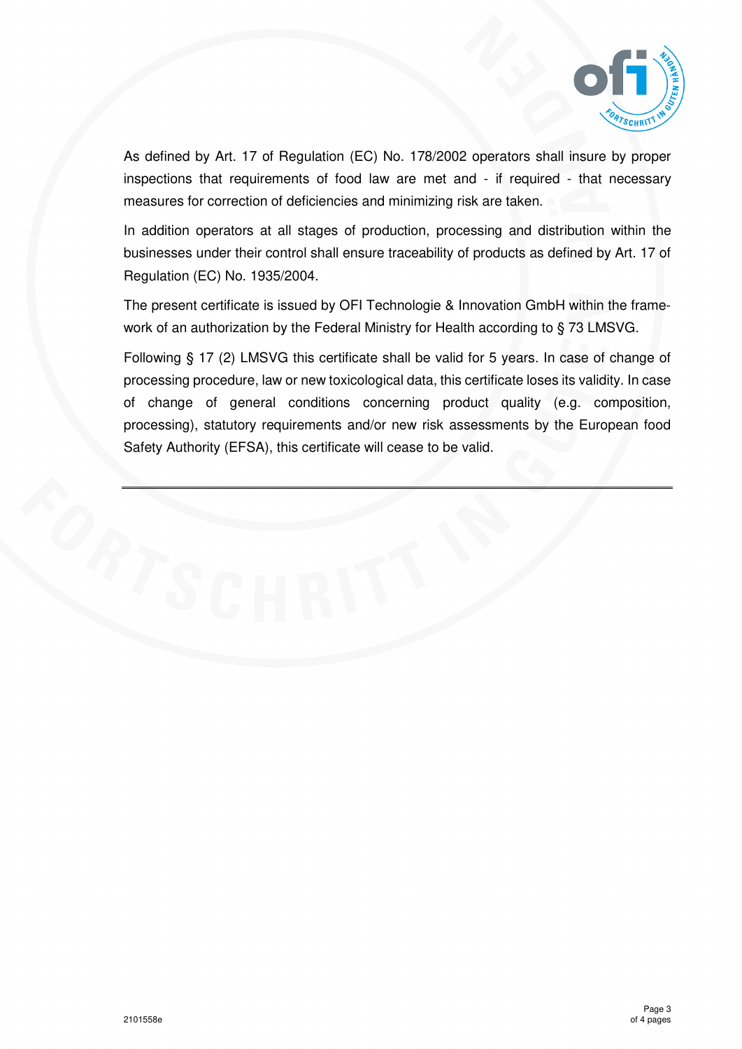As defined by Art. 17 of Regulation (EC) No. 178/2002 operators shall insure by proper inspections that requirements of food law are met and - if required - that necessary measures for correction of deficiencies and minimizing risk are taken.

In addition operators at all stages of production, processing and distribution within the businesses under their control shall ensure traceability of products as defined by Art. 17 of Regulation (EC) No. 1935/2004.

The present certificate is issued by OFI Technologie & Innovation GmbH within the framework of an authorization by the Federal Ministry for Health according to § 73 LMSVG.

Following § 17 (2) LMSVG this certificate shall be valid for 5 years. In case of change of processing procedure, law or new toxicological data, this certificate loses its validity. In case of change of general conditions concerning product quality (e.g. composition, processing), statutory requirements and/or new risk assessments by the European food Safety Authority (EFSA), this certificate will cease to be valid.

---

2101558e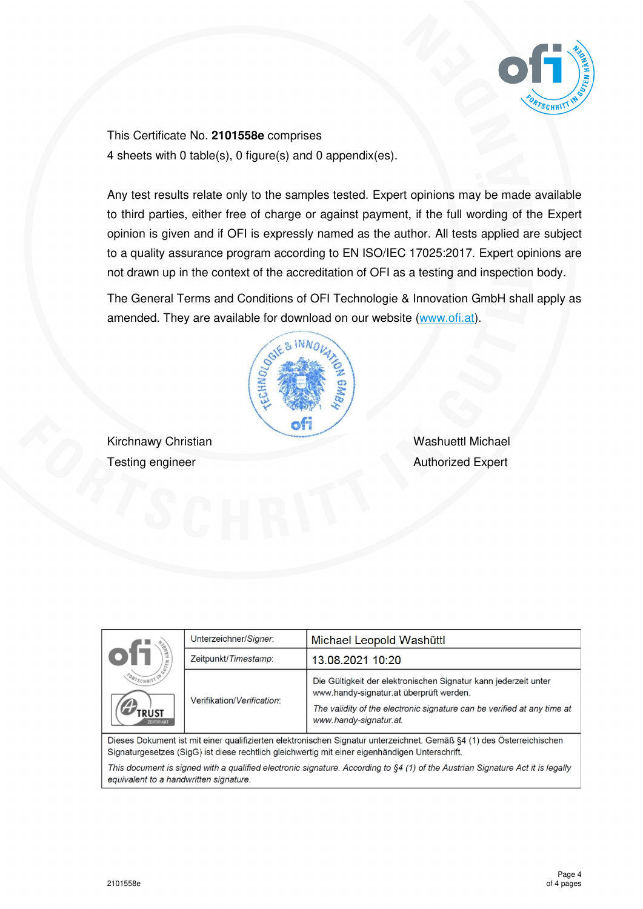This Certificate No. **2101558e** comprises
4 sheets with 0 table(s), 0 figure(s) and 0 appendix(es).

Any test results relate only to the samples tested. Expert opinions may be made available to third parties, either free of charge or against payment, if the full wording of the Expert opinion is given and if OFI is expressly named as the author. All tests applied are subject to a quality assurance program according to EN ISO/IEC 17025:2017. Expert opinions are not drawn up in the context of the accreditation of OFI as a testing and inspection body.

The General Terms and Conditions of OFI Technologie & Innovation GmbH shall apply as amended. They are available for download on our website (www.ofi.at).

Kirchnawy Christian
Testing engineer

Washuettl Michael
Authorized Expert

| | | |
|---|---|---|
| | Unterzeichner/*Signer*: | Michael Leopold Washüttl |
| | Zeitpunkt/*Timestamp*: | 13.08.2021 10:20 |
| | Verifikation/*Verification*: | Die Gültigkeit der elektronischen Signatur kann jederzeit unter www.handy-signatur.at überprüft werden. *The validity of the electronic signature can be verified at any time at www.handy-signatur.at.* |

Dieses Dokument ist mit einer qualifizierten elektronischen Signatur unterzeichnet. Gemäß §4 (1) des Österreichischen Signaturgesetzes (SigG) ist diese rechtlich gleichwertig mit einer eigenhändigen Unterschrift.

*This document is signed with a qualified electronic signature. According to §4 (1) of the Austrian Signature Act it is legally equivalent to a handwritten signature.*

2101558e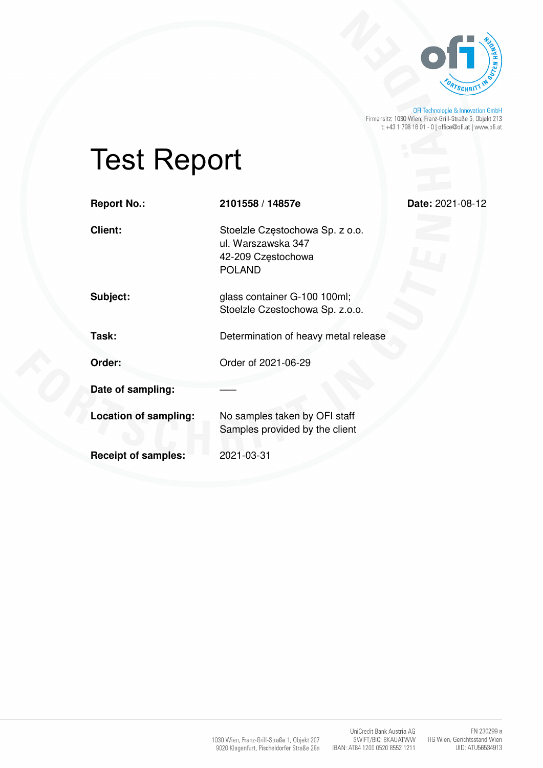OFI Technologie & Innovation GmbH
Firmensitz: 1030 Wien, Franz-Grill-Straße 5, Objekt 213
t: +43 1 798 16 01 - 0 | office@ofi.at | www.ofi.at

# Test Report

| | | |
|---|---|---|
| **Report No.:** | **2101558** / **14857e** | **Date:** 2021-08-12 |
| **Client:** | Stoelzle Częstochowa Sp. z o.o.<br>ul. Warszawska 347<br>42-209 Częstochowa<br>POLAND | |
| **Subject:** | glass container G-100 100ml;<br>Stoelzle Czestochowa Sp. z.o.o. | |
| **Task:** | Determination of heavy metal release | |
| **Order:** | Order of 2021-06-29 | |
| **Date of sampling:** | —— | |
| **Location of sampling:** | No samples taken by OFI staff<br>Samples provided by the client | |
| **Receipt of samples:** | 2021-03-31 | |

1030 Wien, Franz-Grill-Straße 1, Objekt 207
9020 Klagenfurt, Pischeldorfer Straße 28a

UniCredit Bank Austria AG
SWIFT/BIC: BKAUATWW
IBAN: AT84 1200 0520 8552 1211

FN 230299 a
HG Wien, Gerichtsstand Wien
UID: ATU56534913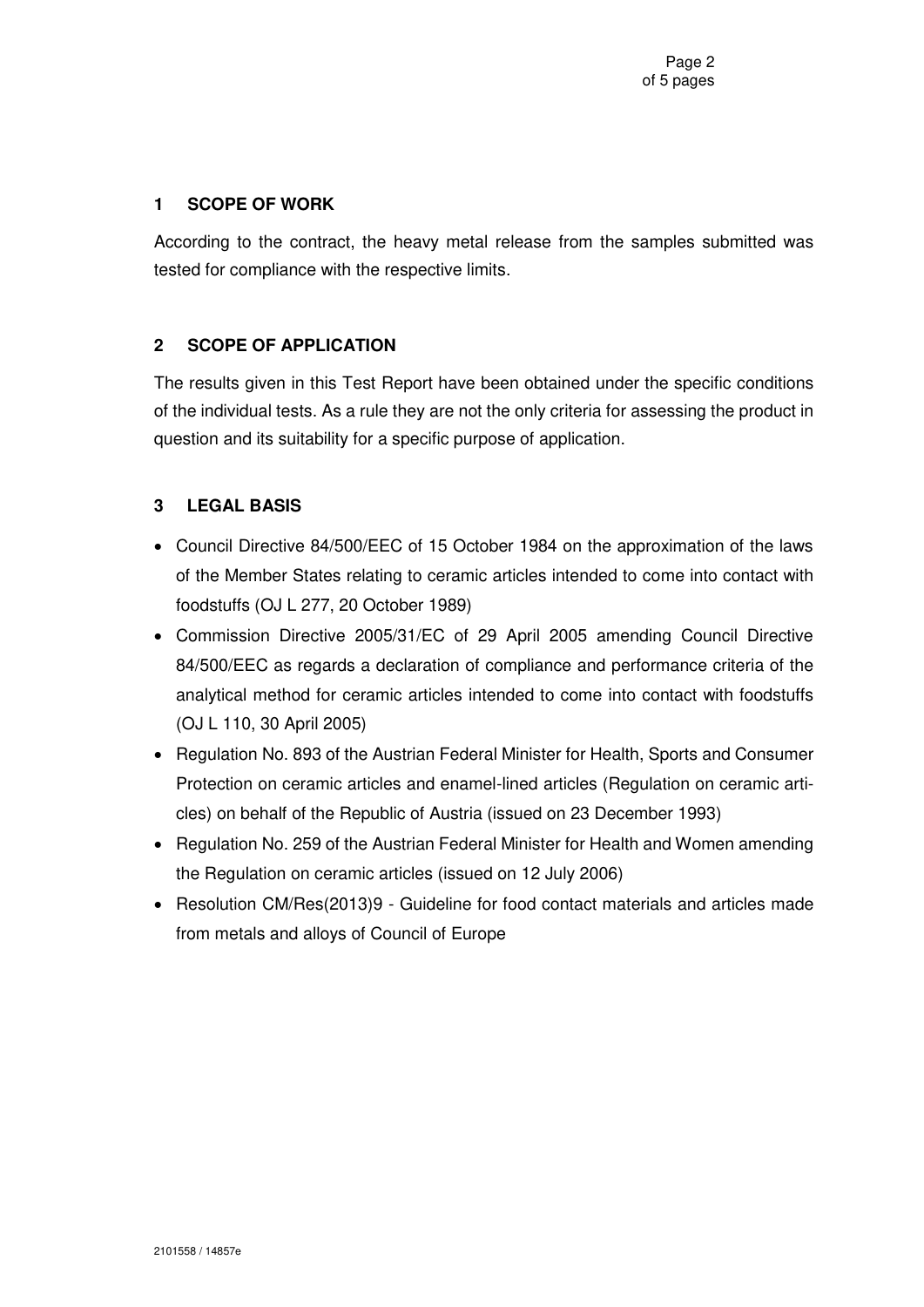## 1 SCOPE OF WORK

According to the contract, the heavy metal release from the samples submitted was tested for compliance with the respective limits.

## 2 SCOPE OF APPLICATION

The results given in this Test Report have been obtained under the specific conditions of the individual tests. As a rule they are not the only criteria for assessing the product in question and its suitability for a specific purpose of application.

## 3 LEGAL BASIS

- Council Directive 84/500/EEC of 15 October 1984 on the approximation of the laws of the Member States relating to ceramic articles intended to come into contact with foodstuffs (OJ L 277, 20 October 1989)
- Commission Directive 2005/31/EC of 29 April 2005 amending Council Directive 84/500/EEC as regards a declaration of compliance and performance criteria of the analytical method for ceramic articles intended to come into contact with foodstuffs (OJ L 110, 30 April 2005)
- Regulation No. 893 of the Austrian Federal Minister for Health, Sports and Consumer Protection on ceramic articles and enamel-lined articles (Regulation on ceramic articles) on behalf of the Republic of Austria (issued on 23 December 1993)
- Regulation No. 259 of the Austrian Federal Minister for Health and Women amending the Regulation on ceramic articles (issued on 12 July 2006)
- Resolution CM/Res(2013)9 - Guideline for food contact materials and articles made from metals and alloys of Council of Europe

2101558 / 14857e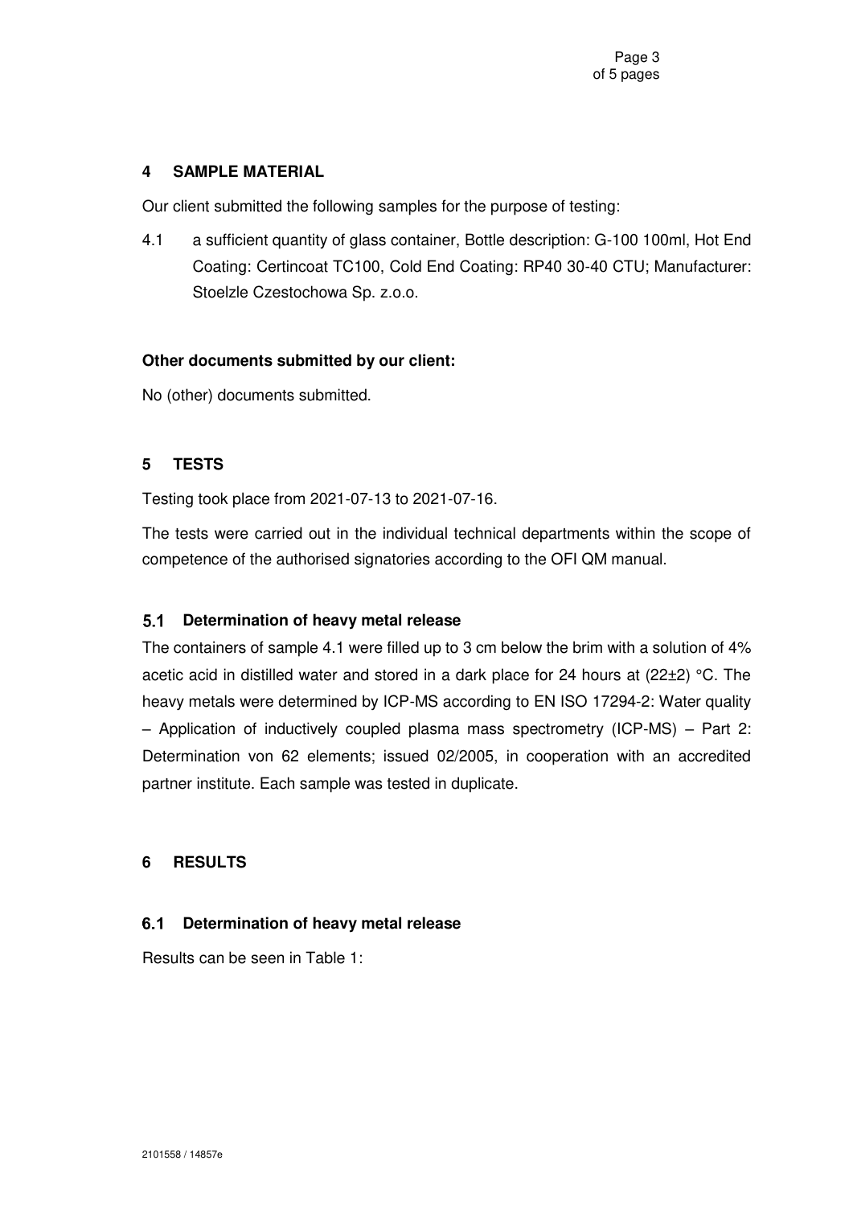## 4 SAMPLE MATERIAL

Our client submitted the following samples for the purpose of testing:

4.1 a sufficient quantity of glass container, Bottle description: G-100 100ml, Hot End Coating: Certincoat TC100, Cold End Coating: RP40 30-40 CTU; Manufacturer: Stoelzle Czestochowa Sp. z.o.o.

**Other documents submitted by our client:**

No (other) documents submitted.

## 5 TESTS

Testing took place from 2021-07-13 to 2021-07-16.

The tests were carried out in the individual technical departments within the scope of competence of the authorised signatories according to the OFI QM manual.

### 5.1 Determination of heavy metal release

The containers of sample 4.1 were filled up to 3 cm below the brim with a solution of 4% acetic acid in distilled water and stored in a dark place for 24 hours at (22±2) °C. The heavy metals were determined by ICP-MS according to EN ISO 17294-2: Water quality – Application of inductively coupled plasma mass spectrometry (ICP-MS) – Part 2: Determination von 62 elements; issued 02/2005, in cooperation with an accredited partner institute. Each sample was tested in duplicate.

## 6 RESULTS

### 6.1 Determination of heavy metal release

Results can be seen in Table 1: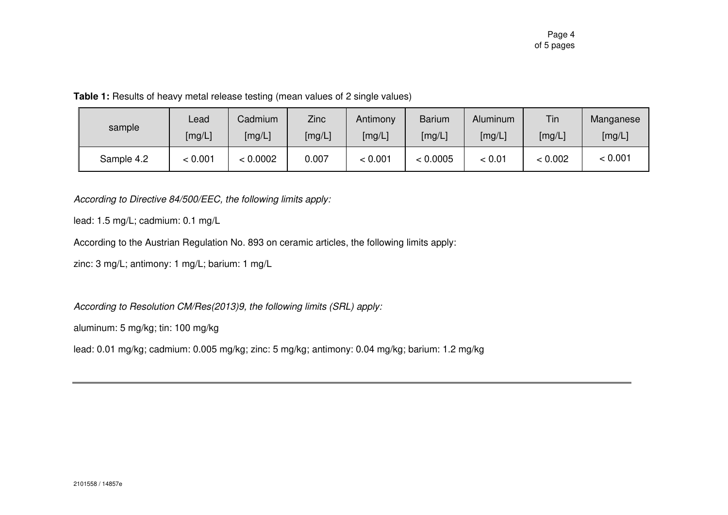**Table 1:** Results of heavy metal release testing (mean values of 2 single values)

| sample | Lead [mg/L] | Cadmium [mg/L] | Zinc [mg/L] | Antimony [mg/L] | Barium [mg/L] | Aluminum [mg/L] | Tin [mg/L] | Manganese [mg/L] |
|---|---|---|---|---|---|---|---|---|
| Sample 4.2 | < 0.001 | < 0.0002 | 0.007 | < 0.001 | < 0.0005 | < 0.01 | < 0.002 | < 0.001 |

*According to Directive 84/500/EEC, the following limits apply:*

lead: 1.5 mg/L; cadmium: 0.1 mg/L

According to the Austrian Regulation No. 893 on ceramic articles, the following limits apply:

zinc: 3 mg/L; antimony: 1 mg/L; barium: 1 mg/L

*According to Resolution CM/Res(2013)9, the following limits (SRL) apply:*

aluminum: 5 mg/kg; tin: 100 mg/kg

lead: 0.01 mg/kg; cadmium: 0.005 mg/kg; zinc: 5 mg/kg; antimony: 0.04 mg/kg; barium: 1.2 mg/kg

2101558 / 14857e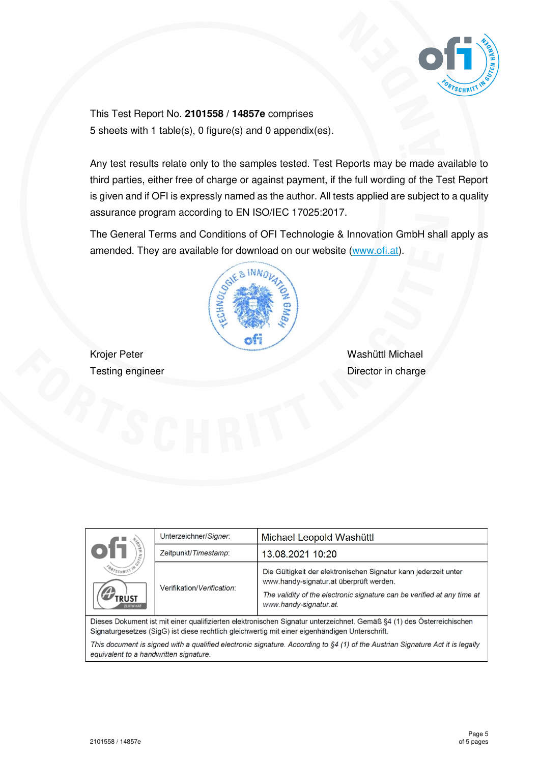This Test Report No. **2101558** / **14857e** comprises
5 sheets with 1 table(s), 0 figure(s) and 0 appendix(es).

Any test results relate only to the samples tested. Test Reports may be made available to third parties, either free of charge or against payment, if the full wording of the Test Report is given and if OFI is expressly named as the author. All tests applied are subject to a quality assurance program according to EN ISO/IEC 17025:2017.

The General Terms and Conditions of OFI Technologie & Innovation GmbH shall apply as amended. They are available for download on our website (www.ofi.at).

Krojer Peter
Testing engineer

Washüttl Michael
Director in charge

| | | |
|---|---|---|
| | Unterzeichner/*Signer*: | Michael Leopold Washüttl |
| | Zeitpunkt/*Timestamp*: | 13.08.2021 10:20 |
| | Verifikation/*Verification*: | Die Gültigkeit der elektronischen Signatur kann jederzeit unter www.handy-signatur.at überprüft werden. *The validity of the electronic signature can be verified at any time at www.handy-signatur.at.* |

Dieses Dokument ist mit einer qualifizierten elektronischen Signatur unterzeichnet. Gemäß §4 (1) des Österreichischen Signaturgesetzes (SigG) ist diese rechtlich gleichwertig mit einer eigenhändigen Unterschrift.

*This document is signed with a qualified electronic signature. According to §4 (1) of the Austrian Signature Act it is legally equivalent to a handwritten signature.*